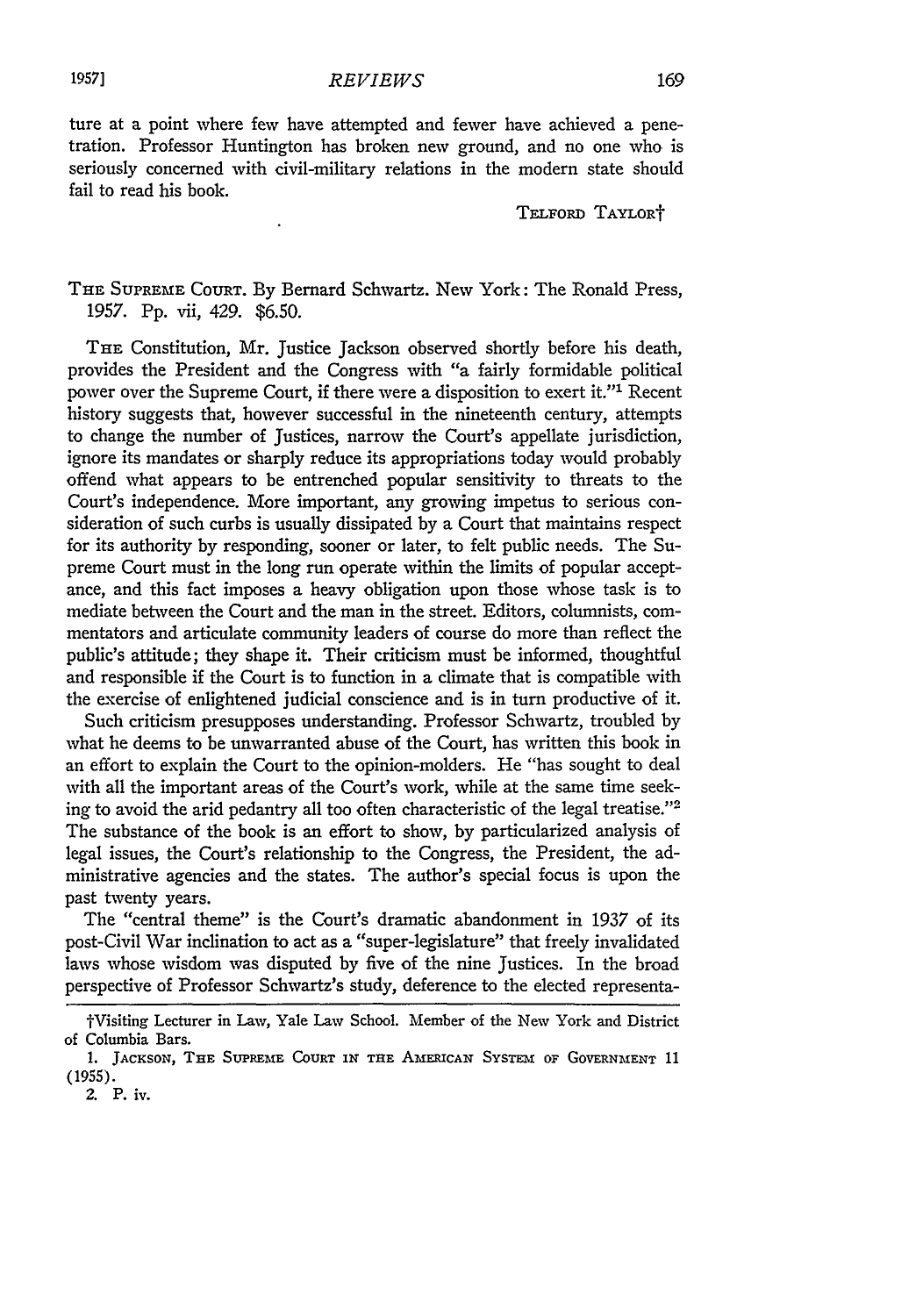ture at a point where few have attempted and fewer have achieved a penetration. Professor Huntington has broken new ground, and no one who is seriously concerned with civil-military relations in the modern state should fail to read his book.

TELFORD TAYLOR†

THE SUPREME COURT. By Bernard Schwartz. New York: The Ronald Press, 1957. Pp. vii, 429. $6.50.

THE Constitution, Mr. Justice Jackson observed shortly before his death, provides the President and the Congress with "a fairly formidable political power over the Supreme Court, if there were a disposition to exert it."[1] Recent history suggests that, however successful in the nineteenth century, attempts to change the number of Justices, narrow the Court's appellate jurisdiction, ignore its mandates or sharply reduce its appropriations today would probably offend what appears to be entrenched popular sensitivity to threats to the Court's independence. More important, any growing impetus to serious consideration of such curbs is usually dissipated by a Court that maintains respect for its authority by responding, sooner or later, to felt public needs. The Supreme Court must in the long run operate within the limits of popular acceptance, and this fact imposes a heavy obligation upon those whose task is to mediate between the Court and the man in the street. Editors, columnists, commentators and articulate community leaders of course do more than reflect the public's attitude; they shape it. Their criticism must be informed, thoughtful and responsible if the Court is to function in a climate that is compatible with the exercise of enlightened judicial conscience and is in turn productive of it.

Such criticism presupposes understanding. Professor Schwartz, troubled by what he deems to be unwarranted abuse of the Court, has written this book in an effort to explain the Court to the opinion-molders. He "has sought to deal with all the important areas of the Court's work, while at the same time seeking to avoid the arid pedantry all too often characteristic of the legal treatise."[2] The substance of the book is an effort to show, by particularized analysis of legal issues, the Court's relationship to the Congress, the President, the administrative agencies and the states. The author's special focus is upon the past twenty years.

The "central theme" is the Court's dramatic abandonment in 1937 of its post-Civil War inclination to act as a "super-legislature" that freely invalidated laws whose wisdom was disputed by five of the nine Justices. In the broad perspective of Professor Schwartz's study, deference to the elected representa-

†Visiting Lecturer in Law, Yale Law School. Member of the New York and District of Columbia Bars.

1. JACKSON, THE SUPREME COURT IN THE AMERICAN SYSTEM OF GOVERNMENT 11 (1955).

2. P. iv.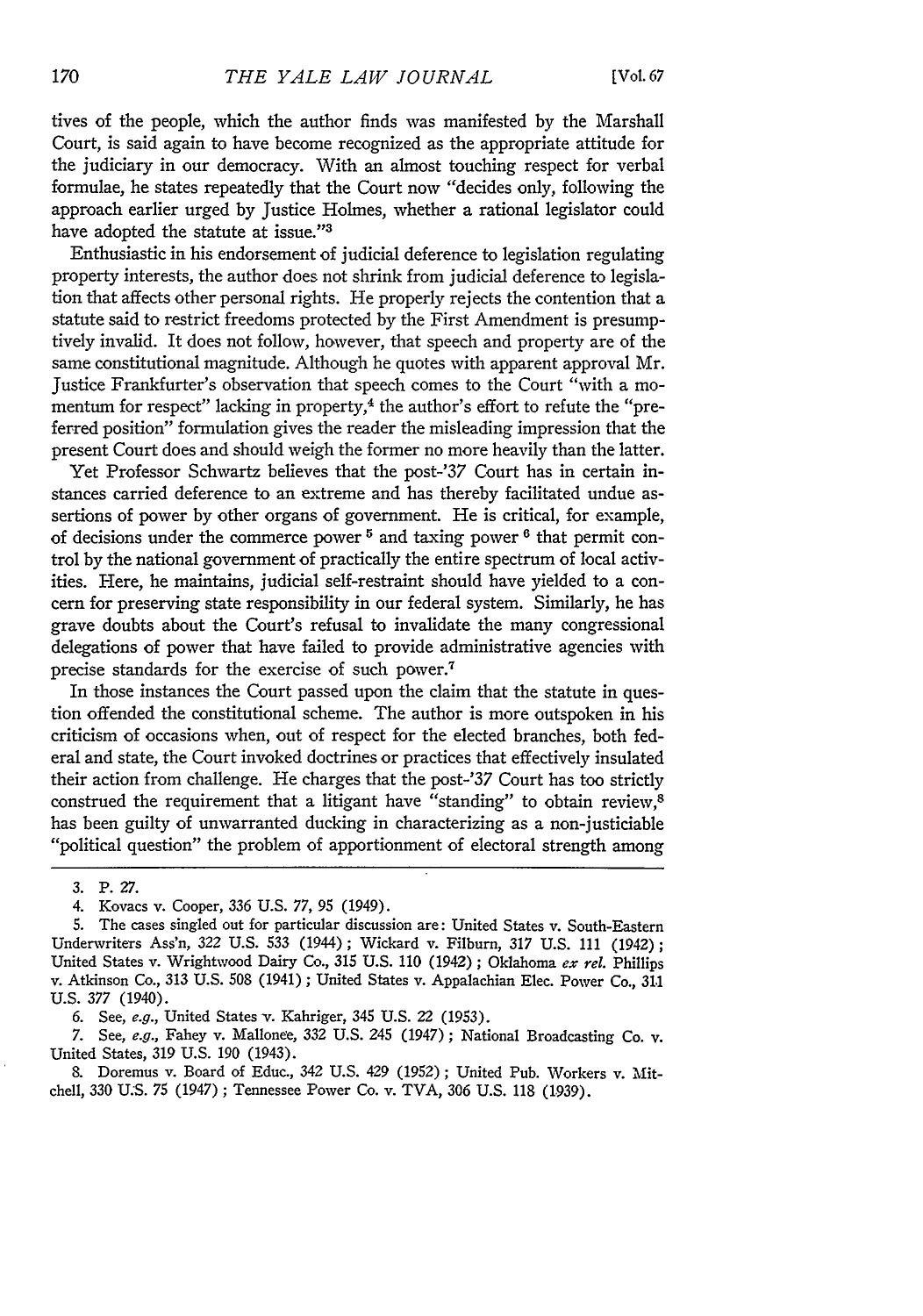tives of the people, which the author finds was manifested by the Marshall Court, is said again to have become recognized as the appropriate attitude for the judiciary in our democracy. With an almost touching respect for verbal formulae, he states repeatedly that the Court now "decides only, following the approach earlier urged by Justice Holmes, whether a rational legislator could have adopted the statute at issue."[3]

Enthusiastic in his endorsement of judicial deference to legislation regulating property interests, the author does not shrink from judicial deference to legislation that affects other personal rights. He properly rejects the contention that a statute said to restrict freedoms protected by the First Amendment is presumptively invalid. It does not follow, however, that speech and property are of the same constitutional magnitude. Although he quotes with apparent approval Mr. Justice Frankfurter's observation that speech comes to the Court "with a momentum for respect" lacking in property,[4] the author's effort to refute the "preferred position" formulation gives the reader the misleading impression that the present Court does and should weigh the former no more heavily than the latter.

Yet Professor Schwartz believes that the post-'37 Court has in certain instances carried deference to an extreme and has thereby facilitated undue assertions of power by other organs of government. He is critical, for example, of decisions under the commerce power[5] and taxing power[6] that permit control by the national government of practically the entire spectrum of local activities. Here, he maintains, judicial self-restraint should have yielded to a concern for preserving state responsibility in our federal system. Similarly, he has grave doubts about the Court's refusal to invalidate the many congressional delegations of power that have failed to provide administrative agencies with precise standards for the exercise of such power.[7]

In those instances the Court passed upon the claim that the statute in question offended the constitutional scheme. The author is more outspoken in his criticism of occasions when, out of respect for the elected branches, both federal and state, the Court invoked doctrines or practices that effectively insulated their action from challenge. He charges that the post-'37 Court has too strictly construed the requirement that a litigant have "standing" to obtain review,[8] has been guilty of unwarranted ducking in characterizing as a non-justiciable "political question" the problem of apportionment of electoral strength among

---

3. P. 27.

4. Kovacs v. Cooper, 336 U.S. 77, 95 (1949).

5. The cases singled out for particular discussion are: United States v. South-Eastern Underwriters Ass'n, 322 U.S. 533 (1944); Wickard v. Filburn, 317 U.S. 111 (1942); United States v. Wrightwood Dairy Co., 315 U.S. 110 (1942); Oklahoma *ex rel.* Phillips v. Atkinson Co., 313 U.S. 508 (1941); United States v. Appalachian Elec. Power Co., 311 U.S. 377 (1940).

6. See, *e.g.*, United States v. Kahriger, 345 U.S. 22 (1953).

7. See, *e.g.*, Fahey v. Mallonee, 332 U.S. 245 (1947); National Broadcasting Co. v. United States, 319 U.S. 190 (1943).

8. Doremus v. Board of Educ., 342 U.S. 429 (1952); United Pub. Workers v. Mitchell, 330 U.S. 75 (1947); Tennessee Power Co. v. TVA, 306 U.S. 118 (1939).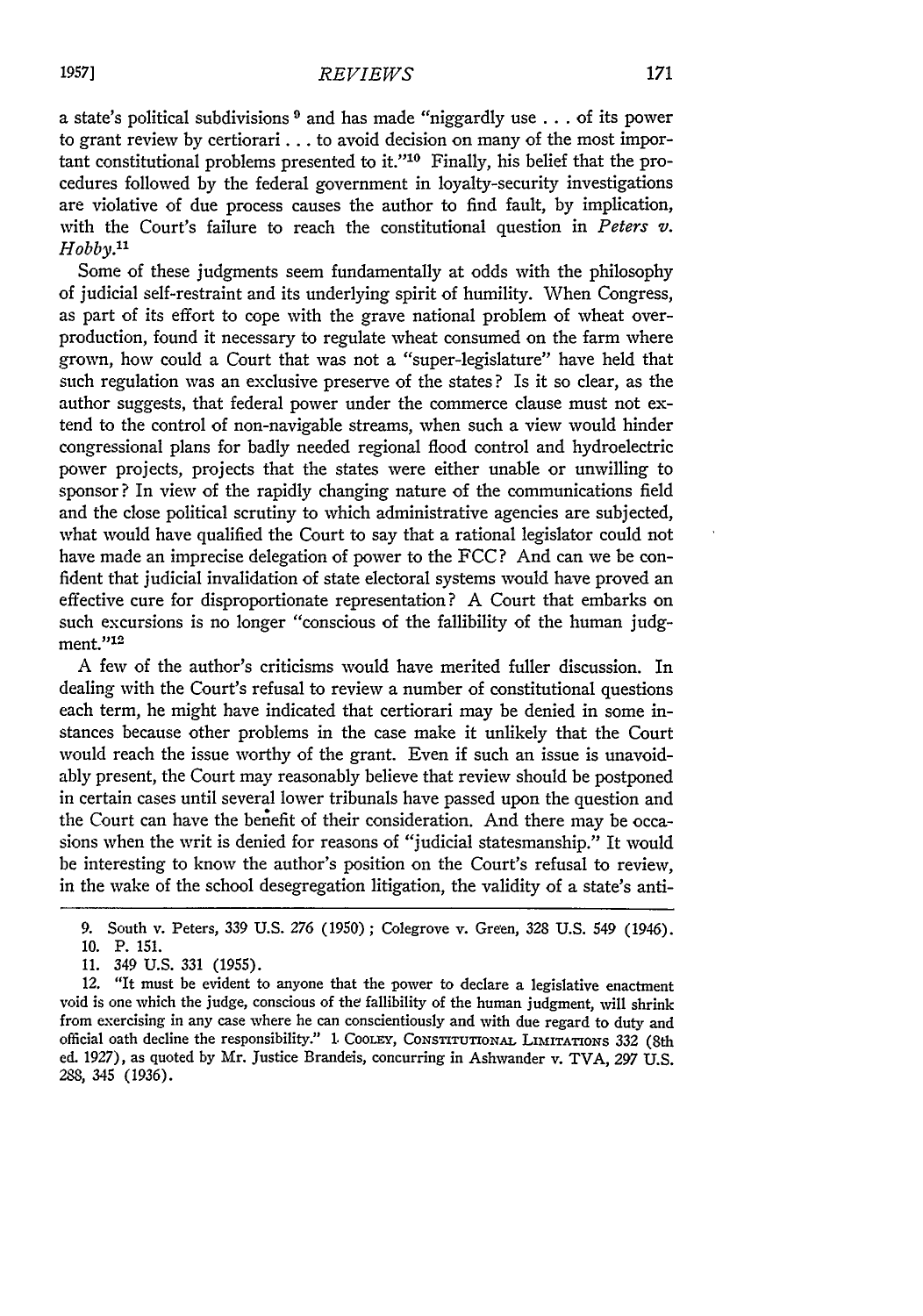a state's political subdivisions [9] and has made "niggardly use . . . of its power to grant review by certiorari . . . to avoid decision on many of the most important constitutional problems presented to it."[10] Finally, his belief that the procedures followed by the federal government in loyalty-security investigations are violative of due process causes the author to find fault, by implication, with the Court's failure to reach the constitutional question in *Peters v. Hobby*.[11]

Some of these judgments seem fundamentally at odds with the philosophy of judicial self-restraint and its underlying spirit of humility. When Congress, as part of its effort to cope with the grave national problem of wheat overproduction, found it necessary to regulate wheat consumed on the farm where grown, how could a Court that was not a "super-legislature" have held that such regulation was an exclusive preserve of the states? Is it so clear, as the author suggests, that federal power under the commerce clause must not extend to the control of non-navigable streams, when such a view would hinder congressional plans for badly needed regional flood control and hydroelectric power projects, projects that the states were either unable or unwilling to sponsor? In view of the rapidly changing nature of the communications field and the close political scrutiny to which administrative agencies are subjected, what would have qualified the Court to say that a rational legislator could not have made an imprecise delegation of power to the FCC? And can we be confident that judicial invalidation of state electoral systems would have proved an effective cure for disproportionate representation? A Court that embarks on such excursions is no longer "conscious of the fallibility of the human judgment."[12]

A few of the author's criticisms would have merited fuller discussion. In dealing with the Court's refusal to review a number of constitutional questions each term, he might have indicated that certiorari may be denied in some instances because other problems in the case make it unlikely that the Court would reach the issue worthy of the grant. Even if such an issue is unavoidably present, the Court may reasonably believe that review should be postponed in certain cases until several lower tribunals have passed upon the question and the Court can have the benefit of their consideration. And there may be occasions when the writ is denied for reasons of "judicial statesmanship." It would be interesting to know the author's position on the Court's refusal to review, in the wake of the school desegregation litigation, the validity of a state's anti-

---

9. South v. Peters, 339 U.S. 276 (1950); Colegrove v. Green, 328 U.S. 549 (1946).

10. P. 151.

11. 349 U.S. 331 (1955).

12. "It must be evident to anyone that the power to declare a legislative enactment void is one which the judge, conscious of the fallibility of the human judgment, will shrink from exercising in any case where he can conscientiously and with due regard to duty and official oath decline the responsibility." 1 COOLEY, CONSTITUTIONAL LIMITATIONS 332 (8th ed. 1927), as quoted by Mr. Justice Brandeis, concurring in Ashwander v. TVA, 297 U.S. 288, 345 (1936).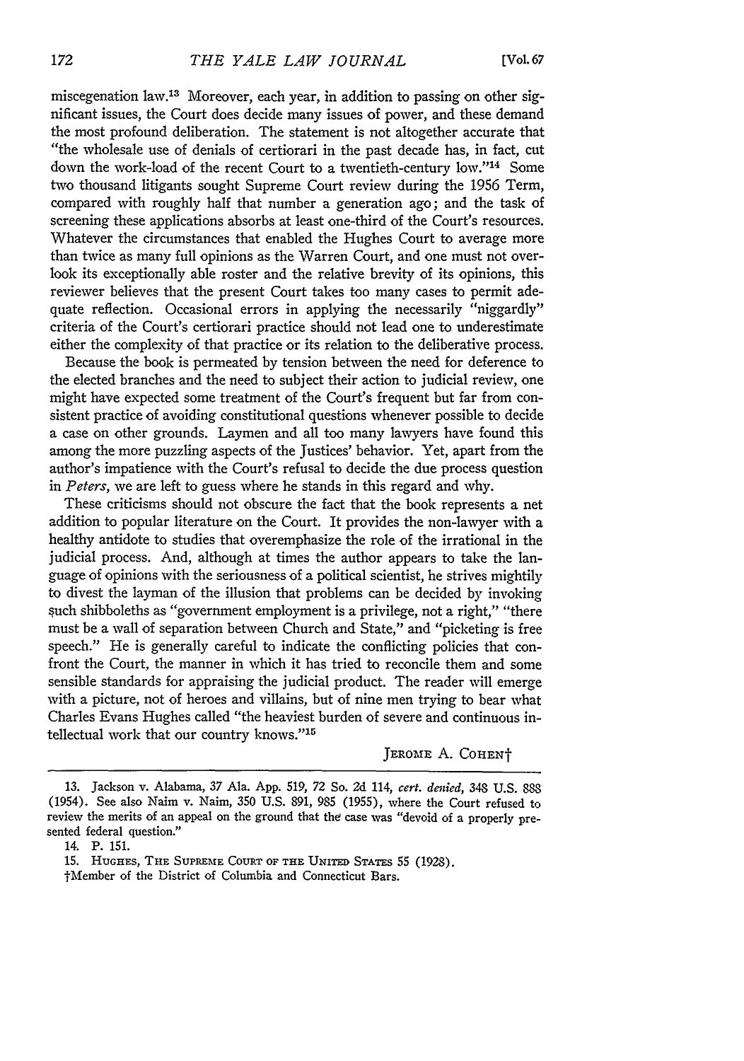miscegenation law.[13] Moreover, each year, in addition to passing on other significant issues, the Court does decide many issues of power, and these demand the most profound deliberation. The statement is not altogether accurate that "the wholesale use of denials of certiorari in the past decade has, in fact, cut down the work-load of the recent Court to a twentieth-century low."[14] Some two thousand litigants sought Supreme Court review during the 1956 Term, compared with roughly half that number a generation ago; and the task of screening these applications absorbs at least one-third of the Court's resources. Whatever the circumstances that enabled the Hughes Court to average more than twice as many full opinions as the Warren Court, and one must not overlook its exceptionally able roster and the relative brevity of its opinions, this reviewer believes that the present Court takes too many cases to permit adequate reflection. Occasional errors in applying the necessarily "niggardly" criteria of the Court's certiorari practice should not lead one to underestimate either the complexity of that practice or its relation to the deliberative process.

Because the book is permeated by tension between the need for deference to the elected branches and the need to subject their action to judicial review, one might have expected some treatment of the Court's frequent but far from consistent practice of avoiding constitutional questions whenever possible to decide a case on other grounds. Laymen and all too many lawyers have found this among the more puzzling aspects of the Justices' behavior. Yet, apart from the author's impatience with the Court's refusal to decide the due process question in *Peters*, we are left to guess where he stands in this regard and why.

These criticisms should not obscure the fact that the book represents a net addition to popular literature on the Court. It provides the non-lawyer with a healthy antidote to studies that overemphasize the role of the irrational in the judicial process. And, although at times the author appears to take the language of opinions with the seriousness of a political scientist, he strives mightily to divest the layman of the illusion that problems can be decided by invoking such shibboleths as "government employment is a privilege, not a right," "there must be a wall of separation between Church and State," and "picketing is free speech." He is generally careful to indicate the conflicting policies that confront the Court, the manner in which it has tried to reconcile them and some sensible standards for appraising the judicial product. The reader will emerge with a picture, not of heroes and villains, but of nine men trying to bear what Charles Evans Hughes called "the heaviest burden of severe and continuous intellectual work that our country knows."[15]

JEROME A. COHEN†

---

13. Jackson v. Alabama, 37 Ala. App. 519, 72 So. 2d 114, *cert. denied*, 348 U.S. 888 (1954). See also Naim v. Naim, 350 U.S. 891, 985 (1955), where the Court refused to review the merits of an appeal on the ground that the case was "devoid of a properly presented federal question."

14. P. 151.

15. HUGHES, THE SUPREME COURT OF THE UNITED STATES 55 (1928).

†Member of the District of Columbia and Connecticut Bars.